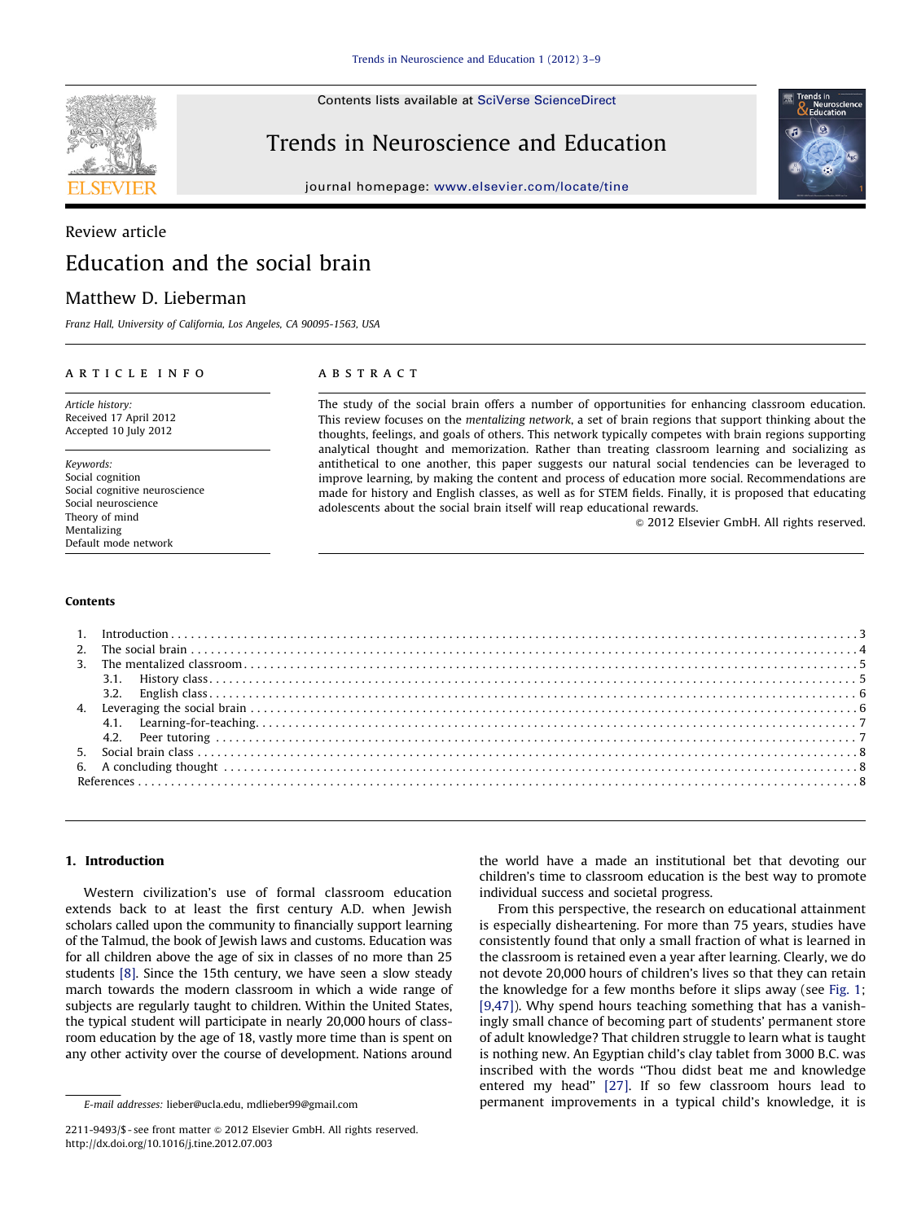Review article

# Education and the social brain

Matthew D. Lieberman

*Franz Hall, University of California, Los Angeles, CA 90095-1563, USA*

**ARTICLE INFO**

*Article history:*
Received 17 April 2012
Accepted 10 July 2012

*Keywords:*
Social cognition
Social cognitive neuroscience
Social neuroscience
Theory of mind
Mentalizing
Default mode network

**ABSTRACT**

The study of the social brain offers a number of opportunities for enhancing classroom education. This review focuses on the *mentalizing network*, a set of brain regions that support thinking about the thoughts, feelings, and goals of others. This network typically competes with brain regions supporting analytical thought and memorization. Rather than treating classroom learning and socializing as antithetical to one another, this paper suggests our natural social tendencies can be leveraged to improve learning, by making the content and process of education more social. Recommendations are made for history and English classes, as well as for STEM fields. Finally, it is proposed that educating adolescents about the social brain itself will reap educational rewards.

© 2012 Elsevier GmbH. All rights reserved.

**Contents**

1. Introduction . . . 3
2. The social brain . . . 4
3. The mentalized classroom . . . 5
   - 3.1. History class . . . 5
   - 3.2. English class . . . 6
4. Leveraging the social brain . . . 6
   - 4.1. Learning-for-teaching . . . 7
   - 4.2. Peer tutoring . . . 7
5. Social brain class . . . 8
6. A concluding thought . . . 8

References . . . 8

## 1. Introduction

Western civilization's use of formal classroom education extends back to at least the first century A.D. when Jewish scholars called upon the community to financially support learning of the Talmud, the book of Jewish laws and customs. Education was for all children above the age of six in classes of no more than 25 students [8]. Since the 15th century, we have seen a slow steady march towards the modern classroom in which a wide range of subjects are regularly taught to children. Within the United States, the typical student will participate in nearly 20,000 hours of classroom education by the age of 18, vastly more time than is spent on any other activity over the course of development. Nations around the world have a made an institutional bet that devoting our children's time to classroom education is the best way to promote individual success and societal progress.

From this perspective, the research on educational attainment is especially disheartening. For more than 75 years, studies have consistently found that only a small fraction of what is learned in the classroom is retained even a year after learning. Clearly, we do not devote 20,000 hours of children's lives so that they can retain the knowledge for a few months before it slips away (see Fig. 1; [9,47]). Why spend hours teaching something that has a vanishingly small chance of becoming part of students' permanent store of adult knowledge? That children struggle to learn what is taught is nothing new. An Egyptian child's clay tablet from 3000 B.C. was inscribed with the words "Thou didst beat me and knowledge entered my head" [27]. If so few classroom hours lead to permanent improvements in a typical child's knowledge, it is

*E-mail addresses:* lieber@ucla.edu, mdlieber99@gmail.com

2211-9493/$ - see front matter © 2012 Elsevier GmbH. All rights reserved.
http://dx.doi.org/10.1016/j.tine.2012.07.003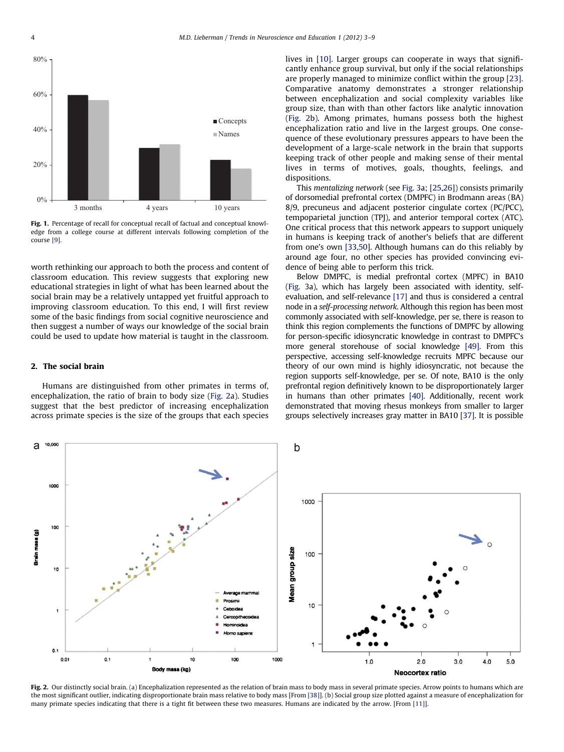Fig. 1. Percentage of recall for conceptual recall of factual and conceptual knowledge from a college course at different intervals following completion of the course [9].

worth rethinking our approach to both the process and content of classroom education. This review suggests that exploring new educational strategies in light of what has been learned about the social brain may be a relatively untapped yet fruitful approach to improving classroom education. To this end, I will first review some of the basic findings from social cognitive neuroscience and then suggest a number of ways our knowledge of the social brain could be used to update how material is taught in the classroom.

## 2. The social brain

Humans are distinguished from other primates in terms of, encephalization, the ratio of brain to body size (Fig. 2a). Studies suggest that the best predictor of increasing encephalization across primate species is the size of the groups that each species lives in [10]. Larger groups can cooperate in ways that significantly enhance group survival, but only if the social relationships are properly managed to minimize conflict within the group [23]. Comparative anatomy demonstrates a stronger relationship between encephalization and social complexity variables like group size, than with than other factors like analytic innovation (Fig. 2b). Among primates, humans possess both the highest encephalization ratio and live in the largest groups. One consequence of these evolutionary pressures appears to have been the development of a large-scale network in the brain that supports keeping track of other people and making sense of their mental lives in terms of motives, goals, thoughts, feelings, and dispositions.

This *mentalizing network* (see Fig. 3a; [25,26]) consists primarily of dorsomedial prefrontal cortex (DMPFC) in Brodmann areas (BA) 8/9, precuneus and adjacent posterior cingulate cortex (PC/PCC), tempoparietal junction (TPJ), and anterior temporal cortex (ATC). One critical process that this network appears to support uniquely in humans is keeping track of another's beliefs that are different from one's own [33,50]. Although humans can do this reliably by around age four, no other species has provided convincing evidence of being able to perform this trick.

Below DMPFC, is medial prefrontal cortex (MPFC) in BA10 (Fig. 3a), which has largely been associated with identity, self-evaluation, and self-relevance [17] and thus is considered a central node in a *self-processing network*. Although this region has been most commonly associated with self-knowledge, per se, there is reason to think this region complements the functions of DMPFC by allowing for person-specific idiosyncratic knowledge in contrast to DMPFC's more general storehouse of social knowledge [49]. From this perspective, accessing self-knowledge recruits MPFC because our theory of our own mind is highly idiosyncratic, not because the region supports self-knowledge, per se. Of note, BA10 is the only prefrontal region definitively known to be disproportionately larger in humans than other primates [40]. Additionally, recent work demonstrated that moving rhesus monkeys from smaller to larger groups selectively increases gray matter in BA10 [37]. It is possible

Fig. 2. Our distinctly social brain. (a) Encephalization represented as the relation of brain mass to body mass in several primate species. Arrow points to humans which are the most significant outlier, indicating disproportionate brain mass relative to body mass [From [38]]. (b) Social group size plotted against a measure of encephalization for many primate species indicating that there is a tight fit between these two measures. Humans are indicated by the arrow. [From [11]].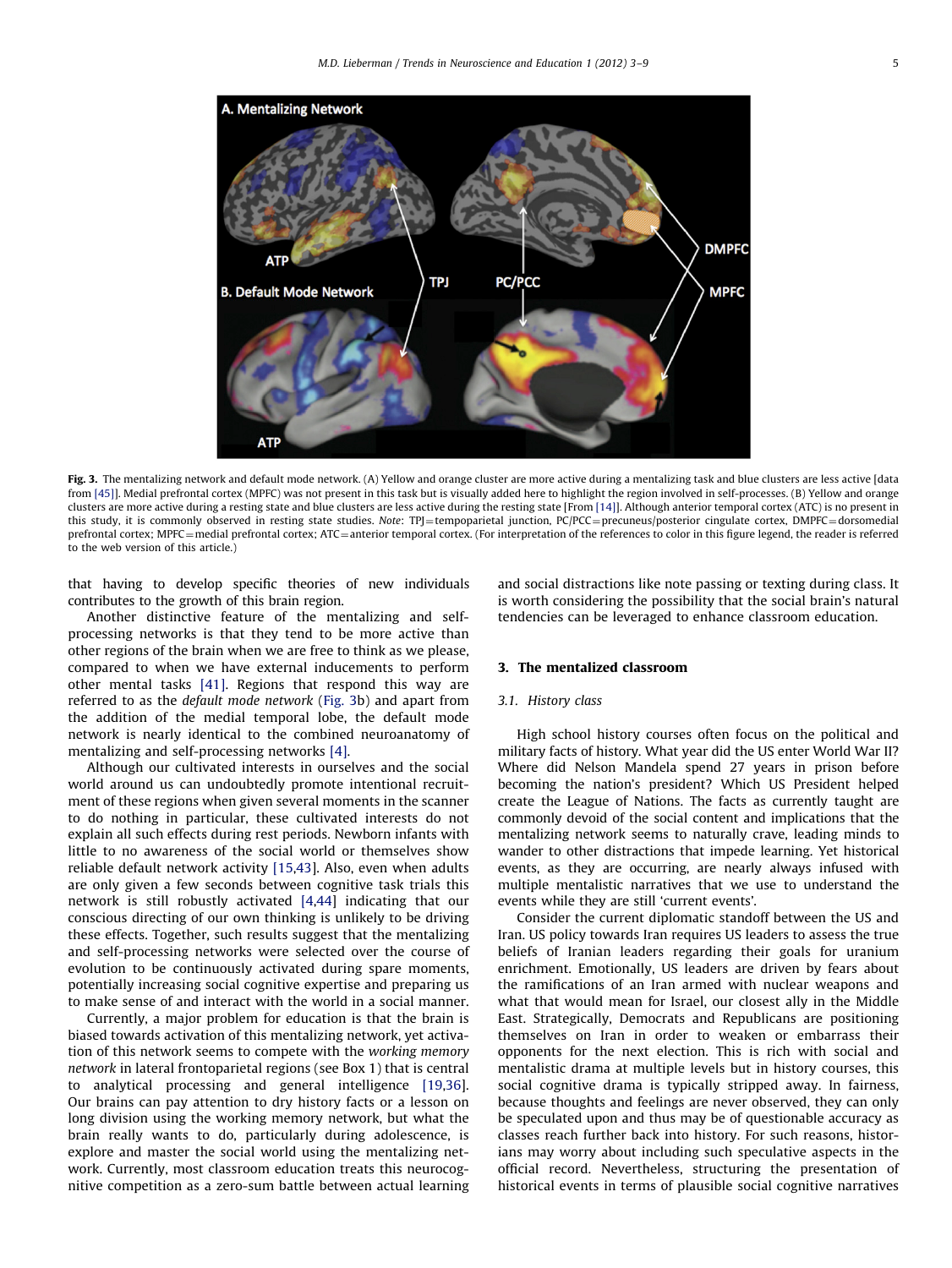A. Mentalizing Network

B. Default Mode Network

ATP

TPJ

PC/PCC

DMPFC

MPFC

ATP

**Fig. 3.** The mentalizing network and default mode network. (A) Yellow and orange cluster are more active during a mentalizing task and blue clusters are less active [data from [45]]. Medial prefrontal cortex (MPFC) was not present in this task but is visually added here to highlight the region involved in self-processes. (B) Yellow and orange clusters are more active during a resting state and blue clusters are less active during the resting state [From [14]]. Although anterior temporal cortex (ATC) is no present in this study, it is commonly observed in resting state studies. *Note*: TPJ=tempoparietal junction, PC/PCC=precuneus/posterior cingulate cortex, DMPFC=dorsomedial prefrontal cortex; MPFC=medial prefrontal cortex; ATC=anterior temporal cortex. (For interpretation of the references to color in this figure legend, the reader is referred to the web version of this article.)

that having to develop specific theories of new individuals contributes to the growth of this brain region.

Another distinctive feature of the mentalizing and self-processing networks is that they tend to be more active than other regions of the brain when we are free to think as we please, compared to when we have external inducements to perform other mental tasks [41]. Regions that respond this way are referred to as the *default mode network* (Fig. 3b) and apart from the addition of the medial temporal lobe, the default mode network is nearly identical to the combined neuroanatomy of mentalizing and self-processing networks [4].

Although our cultivated interests in ourselves and the social world around us can undoubtedly promote intentional recruitment of these regions when given several moments in the scanner to do nothing in particular, these cultivated interests do not explain all such effects during rest periods. Newborn infants with little to no awareness of the social world or themselves show reliable default network activity [15,43]. Also, even when adults are only given a few seconds between cognitive task trials this network is still robustly activated [4,44] indicating that our conscious directing of our own thinking is unlikely to be driving these effects. Together, such results suggest that the mentalizing and self-processing networks were selected over the course of evolution to be continuously activated during spare moments, potentially increasing social cognitive expertise and preparing us to make sense of and interact with the world in a social manner.

Currently, a major problem for education is that the brain is biased towards activation of this mentalizing network, yet activation of this network seems to compete with the *working memory network* in lateral frontoparietal regions (see Box 1) that is central to analytical processing and general intelligence [19,36]. Our brains can pay attention to dry history facts or a lesson on long division using the working memory network, but what the brain really wants to do, particularly during adolescence, is explore and master the social world using the mentalizing network. Currently, most classroom education treats this neurocognitive competition as a zero-sum battle between actual learning and social distractions like note passing or texting during class. It is worth considering the possibility that the social brain's natural tendencies can be leveraged to enhance classroom education.

## 3. The mentalized classroom

### 3.1. History class

High school history courses often focus on the political and military facts of history. What year did the US enter World War II? Where did Nelson Mandela spend 27 years in prison before becoming the nation's president? Which US President helped create the League of Nations. The facts as currently taught are commonly devoid of the social content and implications that the mentalizing network seems to naturally crave, leading minds to wander to other distractions that impede learning. Yet historical events, as they are occurring, are nearly always infused with multiple mentalistic narratives that we use to understand the events while they are still 'current events'.

Consider the current diplomatic standoff between the US and Iran. US policy towards Iran requires US leaders to assess the true beliefs of Iranian leaders regarding their goals for uranium enrichment. Emotionally, US leaders are driven by fears about the ramifications of an Iran armed with nuclear weapons and what that would mean for Israel, our closest ally in the Middle East. Strategically, Democrats and Republicans are positioning themselves on Iran in order to weaken or embarrass their opponents for the next election. This is rich with social and mentalistic drama at multiple levels but in history courses, this social cognitive drama is typically stripped away. In fairness, because thoughts and feelings are never observed, they can only be speculated upon and thus may be of questionable accuracy as classes reach further back into history. For such reasons, historians may worry about including such speculative aspects in the official record. Nevertheless, structuring the presentation of historical events in terms of plausible social cognitive narratives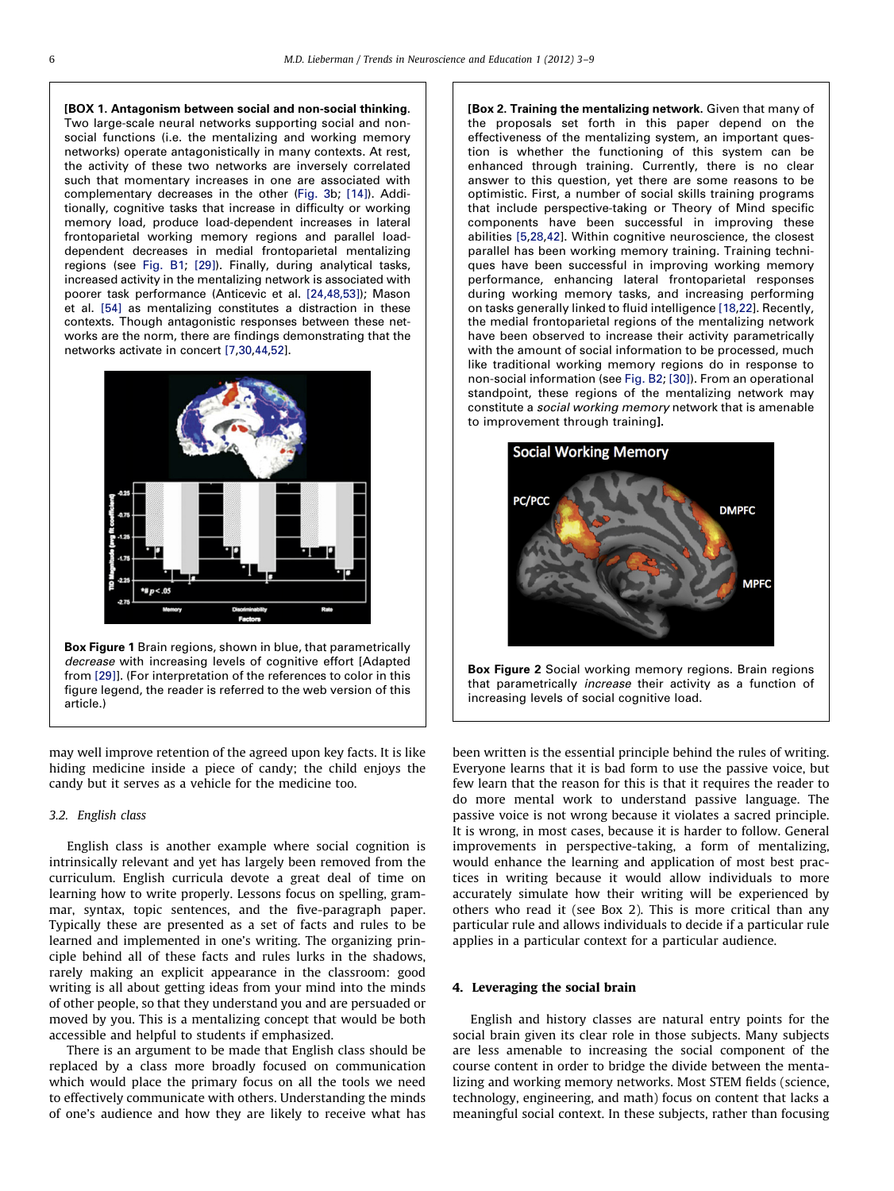**[BOX 1. Antagonism between social and non-social thinking.** Two large-scale neural networks supporting social and non-social functions (i.e. the mentalizing and working memory networks) operate antagonistically in many contexts. At rest, the activity of these two networks are inversely correlated such that momentary increases in one are associated with complementary decreases in the other (Fig. 3b; [14]). Additionally, cognitive tasks that increase in difficulty or working memory load, produce load-dependent increases in lateral frontoparietal working memory regions and parallel load-dependent decreases in medial frontoparietal mentalizing regions (see Fig. B1; [29]). Finally, during analytical tasks, increased activity in the mentalizing network is associated with poorer task performance (Anticevic et al. [24,48,53]); Mason et al. [54] as mentalizing constitutes a distraction in these contexts. Though antagonistic responses between these networks are the norm, there are findings demonstrating that the networks activate in concert [7,30,44,52].

**Box Figure 1** Brain regions, shown in blue, that parametrically *decrease* with increasing levels of cognitive effort [Adapted from [29]]. (For interpretation of the references to color in this figure legend, the reader is referred to the web version of this article.)

**[Box 2. Training the mentalizing network.** Given that many of the proposals set forth in this paper depend on the effectiveness of the mentalizing system, an important question is whether the functioning of this system can be enhanced through training. Currently, there is no clear answer to this question, yet there are some reasons to be optimistic. First, a number of social skills training programs that include perspective-taking or Theory of Mind specific components have been successful in improving these abilities [5,28,42]. Within cognitive neuroscience, the closest parallel has been working memory training. Training techniques have been successful in improving working memory performance, enhancing lateral frontoparietal responses during working memory tasks, and increasing performing on tasks generally linked to fluid intelligence [18,22]. Recently, the medial frontoparietal regions of the mentalizing network have been observed to increase their activity parametrically with the amount of social information to be processed, much like traditional working memory regions do in response to non-social information (see Fig. B2; [30]). From an operational standpoint, these regions of the mentalizing network may constitute a *social working memory* network that is amenable to improvement through training**]**.

**Box Figure 2** Social working memory regions. Brain regions that parametrically *increase* their activity as a function of increasing levels of social cognitive load.

may well improve retention of the agreed upon key facts. It is like hiding medicine inside a piece of candy; the child enjoys the candy but it serves as a vehicle for the medicine too.

### 3.2. English class

English class is another example where social cognition is intrinsically relevant and yet has largely been removed from the curriculum. English curricula devote a great deal of time on learning how to write properly. Lessons focus on spelling, grammar, syntax, topic sentences, and the five-paragraph paper. Typically these are presented as a set of facts and rules to be learned and implemented in one's writing. The organizing principle behind all of these facts and rules lurks in the shadows, rarely making an explicit appearance in the classroom: good writing is all about getting ideas from your mind into the minds of other people, so that they understand you and are persuaded or moved by you. This is a mentalizing concept that would be both accessible and helpful to students if emphasized.

There is an argument to be made that English class should be replaced by a class more broadly focused on communication which would place the primary focus on all the tools we need to effectively communicate with others. Understanding the minds of one's audience and how they are likely to receive what has been written is the essential principle behind the rules of writing. Everyone learns that it is bad form to use the passive voice, but few learn that the reason for this is that it requires the reader to do more mental work to understand passive language. The passive voice is not wrong because it violates a sacred principle. It is wrong, in most cases, because it is harder to follow. General improvements in perspective-taking, a form of mentalizing, would enhance the learning and application of most best practices in writing because it would allow individuals to more accurately simulate how their writing will be experienced by others who read it (see Box 2). This is more critical than any particular rule and allows individuals to decide if a particular rule applies in a particular context for a particular audience.

## 4. Leveraging the social brain

English and history classes are natural entry points for the social brain given its clear role in those subjects. Many subjects are less amenable to increasing the social component of the course content in order to bridge the divide between the mentalizing and working memory networks. Most STEM fields (science, technology, engineering, and math) focus on content that lacks a meaningful social context. In these subjects, rather than focusing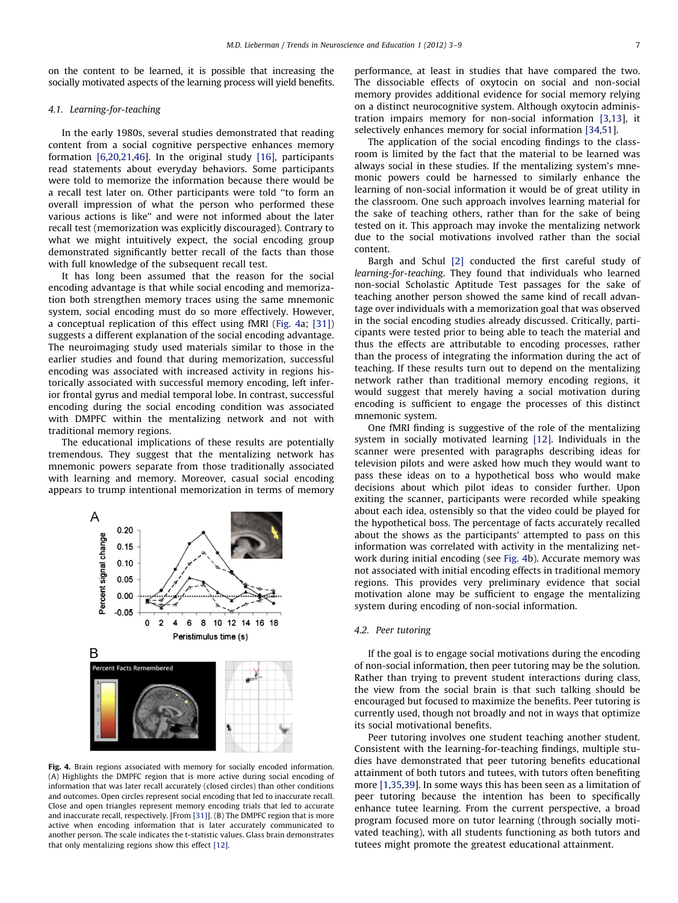on the content to be learned, it is possible that increasing the socially motivated aspects of the learning process will yield benefits.

### 4.1. Learning-for-teaching

In the early 1980s, several studies demonstrated that reading content from a social cognitive perspective enhances memory formation [6,20,21,46]. In the original study [16], participants read statements about everyday behaviors. Some participants were told to memorize the information because there would be a recall test later on. Other participants were told ''to form an overall impression of what the person who performed these various actions is like'' and were not informed about the later recall test (memorization was explicitly discouraged). Contrary to what we might intuitively expect, the social encoding group demonstrated significantly better recall of the facts than those with full knowledge of the subsequent recall test.

It has long been assumed that the reason for the social encoding advantage is that while social encoding and memorization both strengthen memory traces using the same mnemonic system, social encoding must do so more effectively. However, a conceptual replication of this effect using fMRI (Fig. 4a; [31]) suggests a different explanation of the social encoding advantage. The neuroimaging study used materials similar to those in the earlier studies and found that during memorization, successful encoding was associated with increased activity in regions historically associated with successful memory encoding, left inferior frontal gyrus and medial temporal lobe. In contrast, successful encoding during the social encoding condition was associated with DMPFC within the mentalizing network and not with traditional memory regions.

The educational implications of these results are potentially tremendous. They suggest that the mentalizing network has mnemonic powers separate from those traditionally associated with learning and memory. Moreover, casual social encoding appears to trump intentional memorization in terms of memory performance, at least in studies that have compared the two. The dissociable effects of oxytocin on social and non-social memory provides additional evidence for social memory relying on a distinct neurocognitive system. Although oxytocin administration impairs memory for non-social information [3,13], it selectively enhances memory for social information [34,51].

A

Percent signal change

0.20
0.15
0.10
0.05
0.00
-0.05

0 2 4 6 8 10 12 14 16 18

Peristimulus time (s)

B

Percent Facts Remembered

Fig. 4. Brain regions associated with memory for socially encoded information. (A) Highlights the DMPFC region that is more active during social encoding of information that was later recall accurately (closed circles) than other conditions and outcomes. Open circles represent social encoding that led to inaccurate recall. Close and open triangles represent memory encoding trials that led to accurate and inaccurate recall, respectively. [From [31]]. (B) The DMPFC region that is more active when encoding information that is later accurately communicated to another person. The scale indicates the t-statistic values. Glass brain demonstrates that only mentalizing regions show this effect [12].

The application of the social encoding findings to the classroom is limited by the fact that the material to be learned was always social in these studies. If the mentalizing system's mnemonic powers could be harnessed to similarly enhance the learning of non-social information it would be of great utility in the classroom. One such approach involves learning material for the sake of teaching others, rather than for the sake of being tested on it. This approach may invoke the mentalizing network due to the social motivations involved rather than the social content.

Bargh and Schul [2] conducted the first careful study of *learning-for-teaching*. They found that individuals who learned non-social Scholastic Aptitude Test passages for the sake of teaching another person showed the same kind of recall advantage over individuals with a memorization goal that was observed in the social encoding studies already discussed. Critically, participants were tested prior to being able to teach the material and thus the effects are attributable to encoding processes, rather than the process of integrating the information during the act of teaching. If these results turn out to depend on the mentalizing network rather than traditional memory encoding regions, it would suggest that merely having a social motivation during encoding is sufficient to engage the processes of this distinct mnemonic system.

One fMRI finding is suggestive of the role of the mentalizing system in socially motivated learning [12]. Individuals in the scanner were presented with paragraphs describing ideas for television pilots and were asked how much they would want to pass these ideas on to a hypothetical boss who would make decisions about which pilot ideas to consider further. Upon exiting the scanner, participants were recorded while speaking about each idea, ostensibly so that the video could be played for the hypothetical boss. The percentage of facts accurately recalled about the shows as the participants' attempted to pass on this information was correlated with activity in the mentalizing network during initial encoding (see Fig. 4b). Accurate memory was not associated with initial encoding effects in traditional memory regions. This provides very preliminary evidence that social motivation alone may be sufficient to engage the mentalizing system during encoding of non-social information.

### 4.2. Peer tutoring

If the goal is to engage social motivations during the encoding of non-social information, then peer tutoring may be the solution. Rather than trying to prevent student interactions during class, the view from the social brain is that such talking should be encouraged but focused to maximize the benefits. Peer tutoring is currently used, though not broadly and not in ways that optimize its social motivational benefits.

Peer tutoring involves one student teaching another student. Consistent with the learning-for-teaching findings, multiple studies have demonstrated that peer tutoring benefits educational attainment of both tutors and tutees, with tutors often benefiting more [1,35,39]. In some ways this has been seen as a limitation of peer tutoring because the intention has been to specifically enhance tutee learning. From the current perspective, a broad program focused more on tutor learning (through socially motivated teaching), with all students functioning as both tutors and tutees might promote the greatest educational attainment.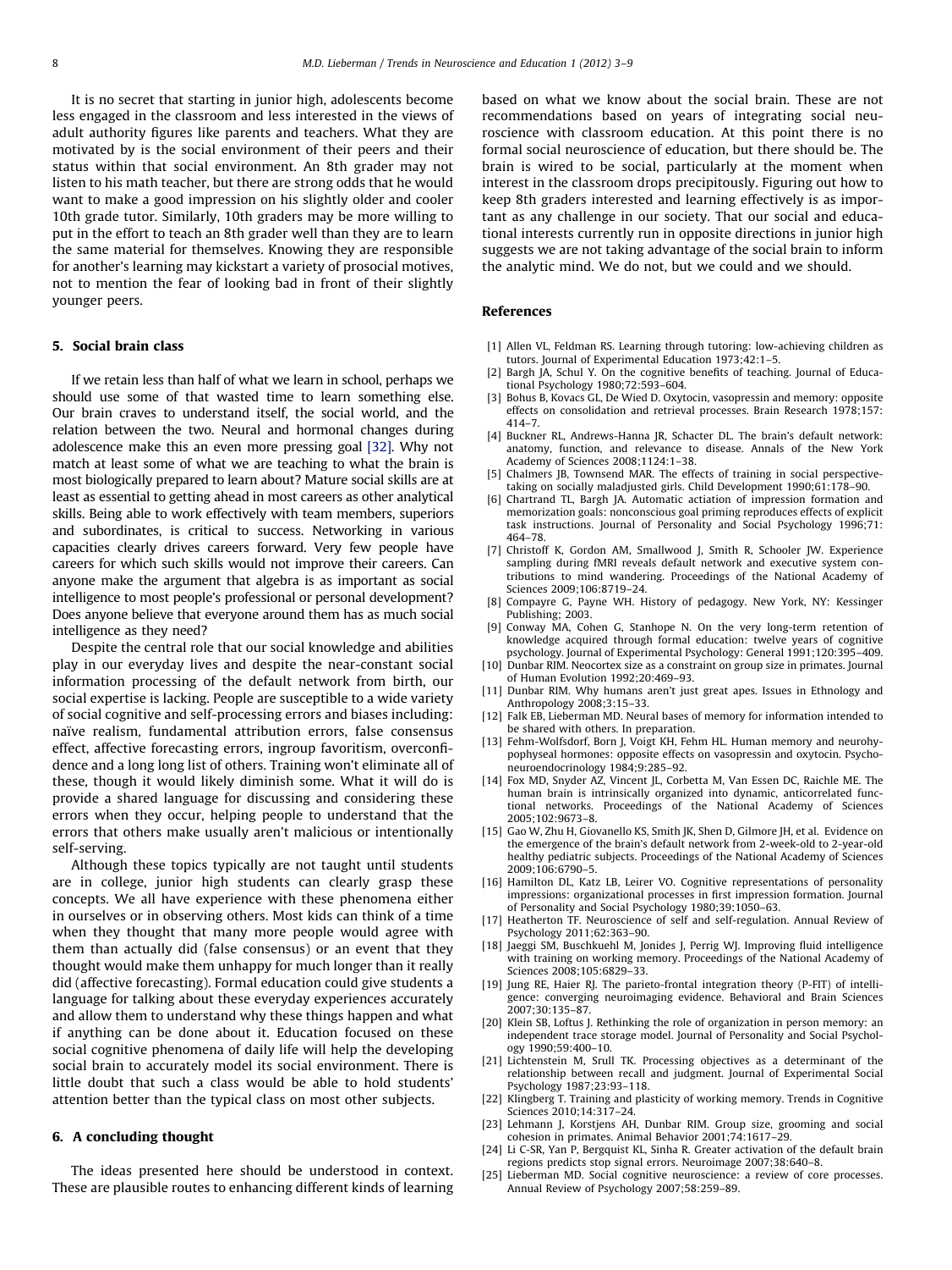It is no secret that starting in junior high, adolescents become less engaged in the classroom and less interested in the views of adult authority figures like parents and teachers. What they are motivated by is the social environment of their peers and their status within that social environment. An 8th grader may not listen to his math teacher, but there are strong odds that he would want to make a good impression on his slightly older and cooler 10th grade tutor. Similarly, 10th graders may be more willing to put in the effort to teach an 8th grader well than they are to learn the same material for themselves. Knowing they are responsible for another's learning may kickstart a variety of prosocial motives, not to mention the fear of looking bad in front of their slightly younger peers.

## 5. Social brain class

If we retain less than half of what we learn in school, perhaps we should use some of that wasted time to learn something else. Our brain craves to understand itself, the social world, and the relation between the two. Neural and hormonal changes during adolescence make this an even more pressing goal [32]. Why not match at least some of what we are teaching to what the brain is most biologically prepared to learn about? Mature social skills are at least as essential to getting ahead in most careers as other analytical skills. Being able to work effectively with team members, superiors and subordinates, is critical to success. Networking in various capacities clearly drives careers forward. Very few people have careers for which such skills would not improve their careers. Can anyone make the argument that algebra is as important as social intelligence to most people's professional or personal development? Does anyone believe that everyone around them has as much social intelligence as they need?

Despite the central role that our social knowledge and abilities play in our everyday lives and despite the near-constant social information processing of the default network from birth, our social expertise is lacking. People are susceptible to a wide variety of social cognitive and self-processing errors and biases including: naïve realism, fundamental attribution errors, false consensus effect, affective forecasting errors, ingroup favoritism, overconfidence and a long long list of others. Training won't eliminate all of these, though it would likely diminish some. What it will do is provide a shared language for discussing and considering these errors when they occur, helping people to understand that the errors that others make usually aren't malicious or intentionally self-serving.

Although these topics typically are not taught until students are in college, junior high students can clearly grasp these concepts. We all have experience with these phenomena either in ourselves or in observing others. Most kids can think of a time when they thought that many more people would agree with them than actually did (false consensus) or an event that they thought would make them unhappy for much longer than it really did (affective forecasting). Formal education could give students a language for talking about these everyday experiences accurately and allow them to understand why these things happen and what if anything can be done about it. Education focused on these social cognitive phenomena of daily life will help the developing social brain to accurately model its social environment. There is little doubt that such a class would be able to hold students' attention better than the typical class on most other subjects.

## 6. A concluding thought

The ideas presented here should be understood in context. These are plausible routes to enhancing different kinds of learning based on what we know about the social brain. These are not recommendations based on years of integrating social neuroscience with classroom education. At this point there is no formal social neuroscience of education, but there should be. The brain is wired to be social, particularly at the moment when interest in the classroom drops precipitously. Figuring out how to keep 8th graders interested and learning effectively is as important as any challenge in our society. That our social and educational interests currently run in opposite directions in junior high suggests we are not taking advantage of the social brain to inform the analytic mind. We do not, but we could and we should.

## References

[1] Allen VL, Feldman RS. Learning through tutoring: low-achieving children as tutors. Journal of Experimental Education 1973;42:1–5.

[2] Bargh JA, Schul Y. On the cognitive benefits of teaching. Journal of Educational Psychology 1980;72:593–604.

[3] Bohus B, Kovacs GL, De Wied D. Oxytocin, vasopressin and memory: opposite effects on consolidation and retrieval processes. Brain Research 1978;157: 414–7.

[4] Buckner RL, Andrews-Hanna JR, Schacter DL. The brain's default network: anatomy, function, and relevance to disease. Annals of the New York Academy of Sciences 2008;1124:1–38.

[5] Chalmers JB, Townsend MAR. The effects of training in social perspective-taking on socially maladjusted girls. Child Development 1990;61:178–90.

[6] Chartrand TL, Bargh JA. Automatic actiation of impression formation and memorization goals: nonconscious goal priming reproduces effects of explicit task instructions. Journal of Personality and Social Psychology 1996;71: 464–78.

[7] Christoff K, Gordon AM, Smallwood J, Smith R, Schooler JW. Experience sampling during fMRI reveals default network and executive system contributions to mind wandering. Proceedings of the National Academy of Sciences 2009;106:8719–24.

[8] Compayre G, Payne WH. History of pedagogy. New York, NY: Kessinger Publishing; 2003.

[9] Conway MA, Cohen G, Stanhope N. On the very long-term retention of knowledge acquired through formal education: twelve years of cognitive psychology. Journal of Experimental Psychology: General 1991;120:395–409.

[10] Dunbar RIM. Neocortex size as a constraint on group size in primates. Journal of Human Evolution 1992;20:469–93.

[11] Dunbar RIM. Why humans aren't just great apes. Issues in Ethnology and Anthropology 2008;3:15–33.

[12] Falk EB, Lieberman MD. Neural bases of memory for information intended to be shared with others. In preparation.

[13] Fehm-Wolfsdorf, Born J, Voigt KH, Fehm HL. Human memory and neurohypophyseal hormones: opposite effects on vasopressin and oxytocin. Psychoneuroendocrinology 1984;9:285–92.

[14] Fox MD, Snyder AZ, Vincent JL, Corbetta M, Van Essen DC, Raichle ME. The human brain is intrinsically organized into dynamic, anticorrelated functional networks. Proceedings of the National Academy of Sciences 2005;102:9673–8.

[15] Gao W, Zhu H, Giovanello KS, Smith JK, Shen D, Gilmore JH, et al. Evidence on the emergence of the brain's default network from 2-week-old to 2-year-old healthy pediatric subjects. Proceedings of the National Academy of Sciences 2009;106:6790–5.

[16] Hamilton DL, Katz LB, Leirer VO. Cognitive representations of personality impressions: organizational processes in first impression formation. Journal of Personality and Social Psychology 1980;39:1050–63.

[17] Heatherton TF. Neuroscience of self and self-regulation. Annual Review of Psychology 2011;62:363–90.

[18] Jaeggi SM, Buschkuehl M, Jonides J, Perrig WJ. Improving fluid intelligence with training on working memory. Proceedings of the National Academy of Sciences 2008;105:6829–33.

[19] Jung RE, Haier RJ. The parieto-frontal integration theory (P-FIT) of intelligence: converging neuroimaging evidence. Behavioral and Brain Sciences 2007;30:135–87.

[20] Klein SB, Loftus J. Rethinking the role of organization in person memory: an independent trace storage model. Journal of Personality and Social Psychology 1990;59:400–10.

[21] Lichtenstein M, Srull TK. Processing objectives as a determinant of the relationship between recall and judgment. Journal of Experimental Social Psychology 1987;23:93–118.

[22] Klingberg T. Training and plasticity of working memory. Trends in Cognitive Sciences 2010;14:317–24.

[23] Lehmann J, Korstjens AH, Dunbar RIM. Group size, grooming and social cohesion in primates. Animal Behavior 2001;74:1617–29.

[24] Li C-SR, Yan P, Bergquist KL, Sinha R. Greater activation of the default brain regions predicts stop signal errors. Neuroimage 2007;38:640–8.

[25] Lieberman MD. Social cognitive neuroscience: a review of core processes. Annual Review of Psychology 2007;58:259–89.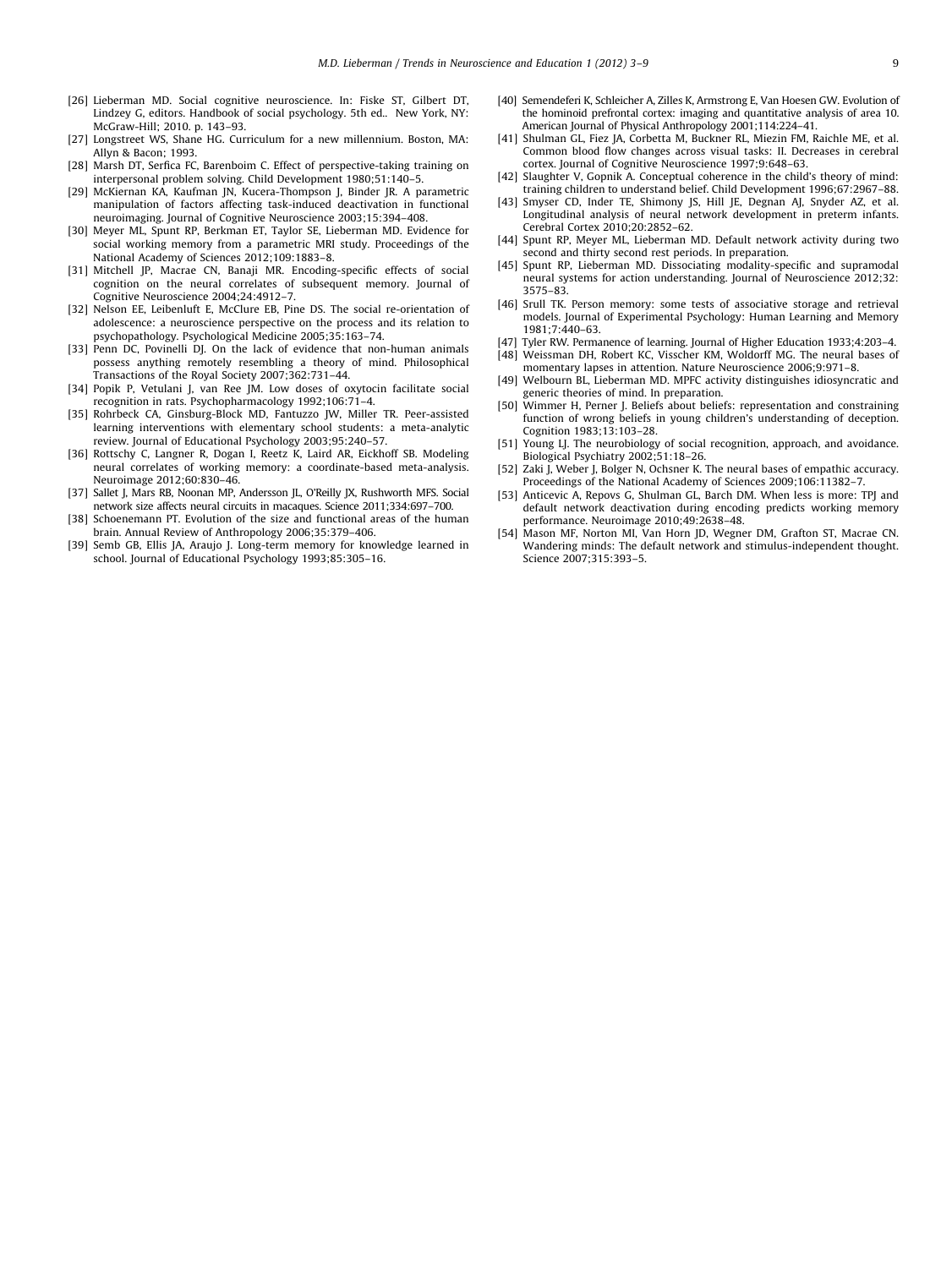[26] Lieberman MD. Social cognitive neuroscience. In: Fiske ST, Gilbert DT, Lindzey G, editors. Handbook of social psychology. 5th ed.. New York, NY: McGraw-Hill; 2010. p. 143–93.

[27] Longstreet WS, Shane HG. Curriculum for a new millennium. Boston, MA: Allyn & Bacon; 1993.

[28] Marsh DT, Serfica FC, Barenboim C. Effect of perspective-taking training on interpersonal problem solving. Child Development 1980;51:140–5.

[29] McKiernan KA, Kaufman JN, Kucera-Thompson J, Binder JR. A parametric manipulation of factors affecting task-induced deactivation in functional neuroimaging. Journal of Cognitive Neuroscience 2003;15:394–408.

[30] Meyer ML, Spunt RP, Berkman ET, Taylor SE, Lieberman MD. Evidence for social working memory from a parametric MRI study. Proceedings of the National Academy of Sciences 2012;109:1883–8.

[31] Mitchell JP, Macrae CN, Banaji MR. Encoding-specific effects of social cognition on the neural correlates of subsequent memory. Journal of Cognitive Neuroscience 2004;24:4912–7.

[32] Nelson EE, Leibenluft E, McClure EB, Pine DS. The social re-orientation of adolescence: a neuroscience perspective on the process and its relation to psychopathology. Psychological Medicine 2005;35:163–74.

[33] Penn DC, Povinelli DJ. On the lack of evidence that non-human animals possess anything remotely resembling a theory of mind. Philosophical Transactions of the Royal Society 2007;362:731–44.

[34] Popik P, Vetulani J, van Ree JM. Low doses of oxytocin facilitate social recognition in rats. Psychopharmacology 1992;106:71–4.

[35] Rohrbeck CA, Ginsburg-Block MD, Fantuzzo JW, Miller TR. Peer-assisted learning interventions with elementary school students: a meta-analytic review. Journal of Educational Psychology 2003;95:240–57.

[36] Rottschy C, Langner R, Dogan I, Reetz K, Laird AR, Eickhoff SB. Modeling neural correlates of working memory: a coordinate-based meta-analysis. Neuroimage 2012;60:830–46.

[37] Sallet J, Mars RB, Noonan MP, Andersson JL, O'Reilly JX, Rushworth MFS. Social network size affects neural circuits in macaques. Science 2011;334:697–700.

[38] Schoenemann PT. Evolution of the size and functional areas of the human brain. Annual Review of Anthropology 2006;35:379–406.

[39] Semb GB, Ellis JA, Araujo J. Long-term memory for knowledge learned in school. Journal of Educational Psychology 1993;85:305–16.

[40] Semendeferi K, Schleicher A, Zilles K, Armstrong E, Van Hoesen GW. Evolution of the hominoid prefrontal cortex: imaging and quantitative analysis of area 10. American Journal of Physical Anthropology 2001;114:224–41.

[41] Shulman GL, Fiez JA, Corbetta M, Buckner RL, Miezin FM, Raichle ME, et al. Common blood flow changes across visual tasks: II. Decreases in cerebral cortex. Journal of Cognitive Neuroscience 1997;9:648–63.

[42] Slaughter V, Gopnik A. Conceptual coherence in the child's theory of mind: training children to understand belief. Child Development 1996;67:2967–88.

[43] Smyser CD, Inder TE, Shimony JS, Hill JE, Degnan AJ, Snyder AZ, et al. Longitudinal analysis of neural network development in preterm infants. Cerebral Cortex 2010;20:2852–62.

[44] Spunt RP, Meyer ML, Lieberman MD. Default network activity during two second and thirty second rest periods. In preparation.

[45] Spunt RP, Lieberman MD. Dissociating modality-specific and supramodal neural systems for action understanding. Journal of Neuroscience 2012;32: 3575–83.

[46] Srull TK. Person memory: some tests of associative storage and retrieval models. Journal of Experimental Psychology: Human Learning and Memory 1981;7:440–63.

[47] Tyler RW. Permanence of learning. Journal of Higher Education 1933;4:203–4.

[48] Weissman DH, Robert KC, Visscher KM, Woldorff MG. The neural bases of momentary lapses in attention. Nature Neuroscience 2006;9:971–8.

[49] Welbourn BL, Lieberman MD. MPFC activity distinguishes idiosyncratic and generic theories of mind. In preparation.

[50] Wimmer H, Perner J. Beliefs about beliefs: representation and constraining function of wrong beliefs in young children's understanding of deception. Cognition 1983;13:103–28.

[51] Young LJ. The neurobiology of social recognition, approach, and avoidance. Biological Psychiatry 2002;51:18–26.

[52] Zaki J, Weber J, Bolger N, Ochsner K. The neural bases of empathic accuracy. Proceedings of the National Academy of Sciences 2009;106:11382–7.

[53] Anticevic A, Repovs G, Shulman GL, Barch DM. When less is more: TPJ and default network deactivation during encoding predicts working memory performance. Neuroimage 2010;49:2638–48.

[54] Mason MF, Norton MI, Van Horn JD, Wegner DM, Grafton ST, Macrae CN. Wandering minds: The default network and stimulus-independent thought. Science 2007;315:393–5.